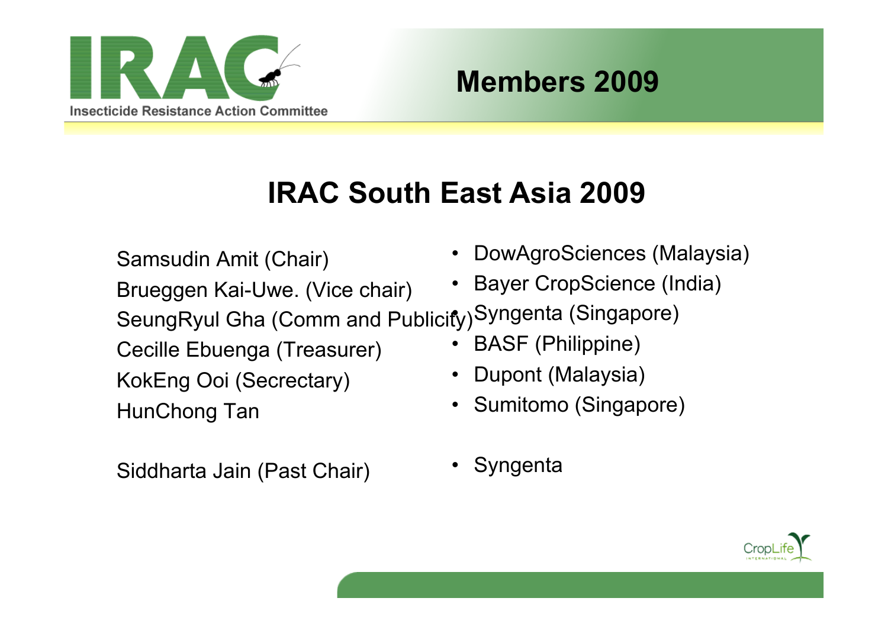# Members 2009

## IRAC South East Asia 2009

Samsudin Amit (Chair)
Brueggen Kai-Uwe. (Vice chair)
SeungRyul Gha (Comm and Publicity)
Cecille Ebuenga (Treasurer)
KokEng Ooi (Secrectary)
HunChong Tan

Siddharta Jain (Past Chair)

- DowAgroSciences (Malaysia)
- Bayer CropScience (India)
- Syngenta (Singapore)
- BASF (Philippine)
- Dupont (Malaysia)
- Sumitomo (Singapore)

- Syngenta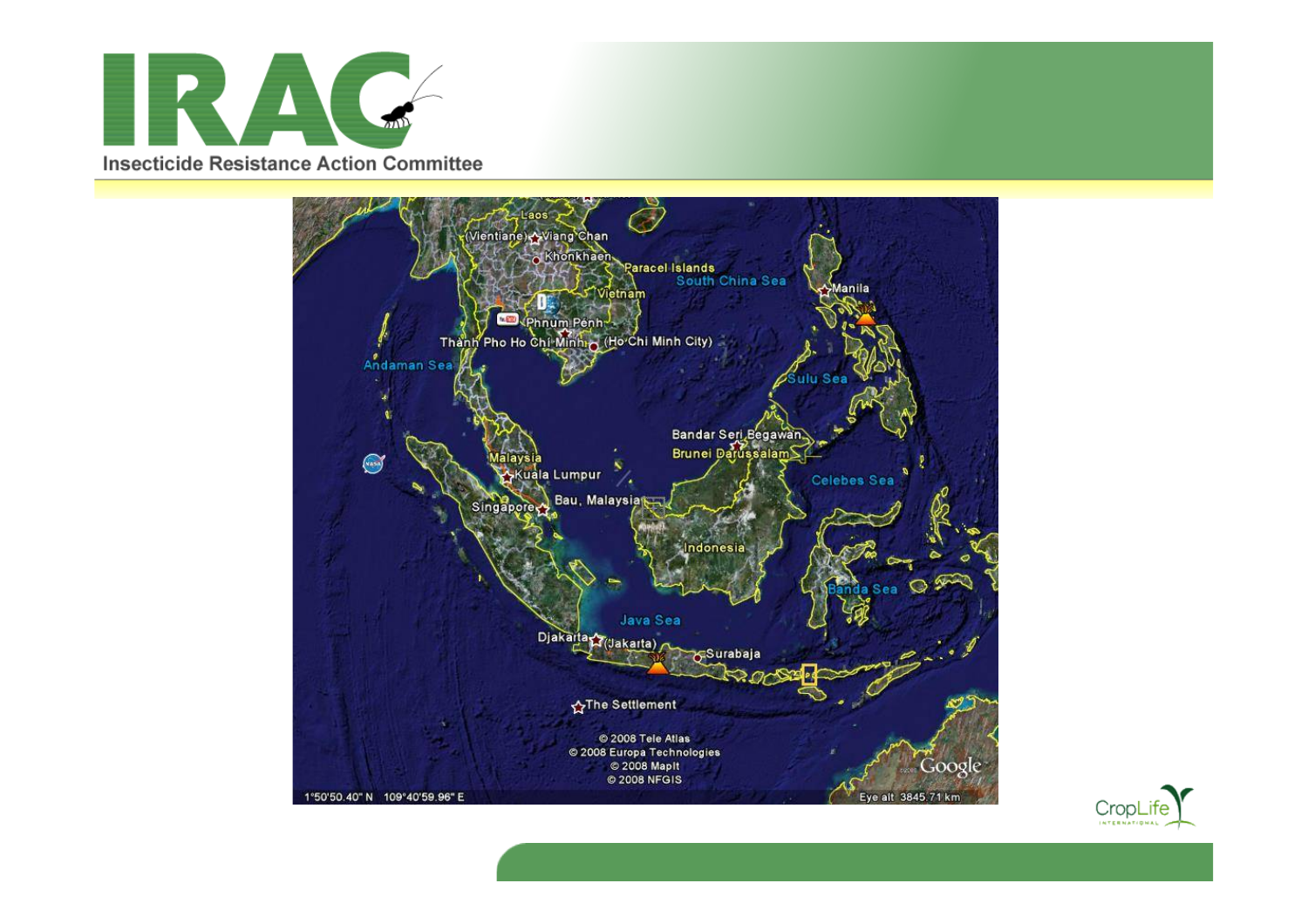Laos

(Vientiane) Viang Chan

Khonkhaen

Paracel Islands

South China Sea

Manila

Vietnam

Phnum Penh

Thanh Pho Ho Chi Minh (Ho Chi Minh City)

Andaman Sea

Sulu Sea

Bandar Seri Begawan

Brunei Darussalam

Malaysia

Kuala Lumpur

Celebes Sea

Singapore

Bau, Malaysia

Indonesia

Banda Sea

Java Sea

Djakarta (Jakarta)

Surabaja

The Settlement

© 2008 Tele Atlas
© 2008 Europa Technologies
© 2008 MapIt
© 2008 NFGIS

Google

1°50'50.40" N 109°40'59.96" E

Eye alt 3845.71 km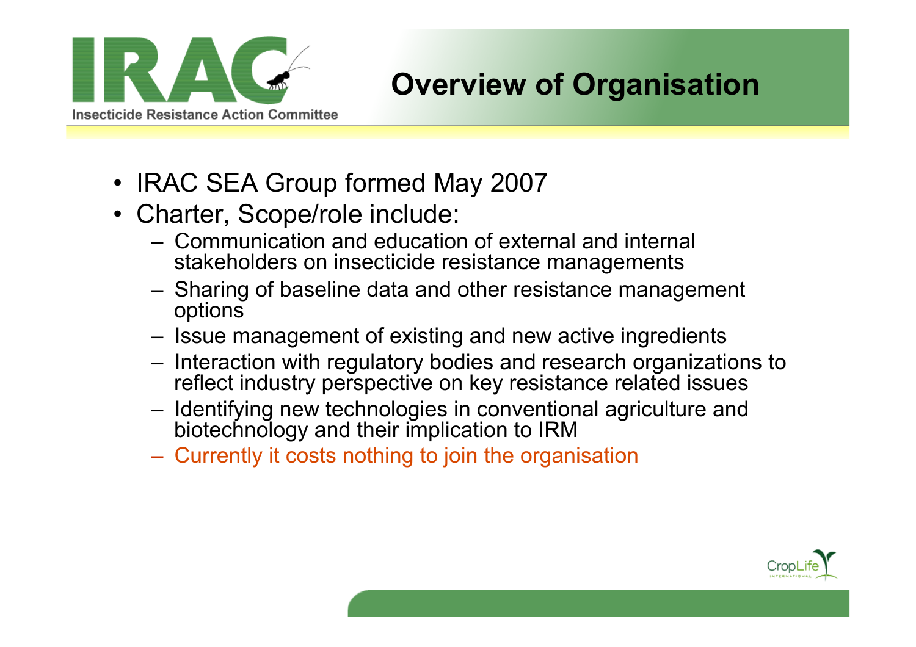# Overview of Organisation

- IRAC SEA Group formed May 2007
- Charter, Scope/role include:
  - Communication and education of external and internal stakeholders on insecticide resistance managements
  - Sharing of baseline data and other resistance management options
  - Issue management of existing and new active ingredients
  - Interaction with regulatory bodies and research organizations to reflect industry perspective on key resistance related issues
  - Identifying new technologies in conventional agriculture and biotechnology and their implication to IRM
  - Currently it costs nothing to join the organisation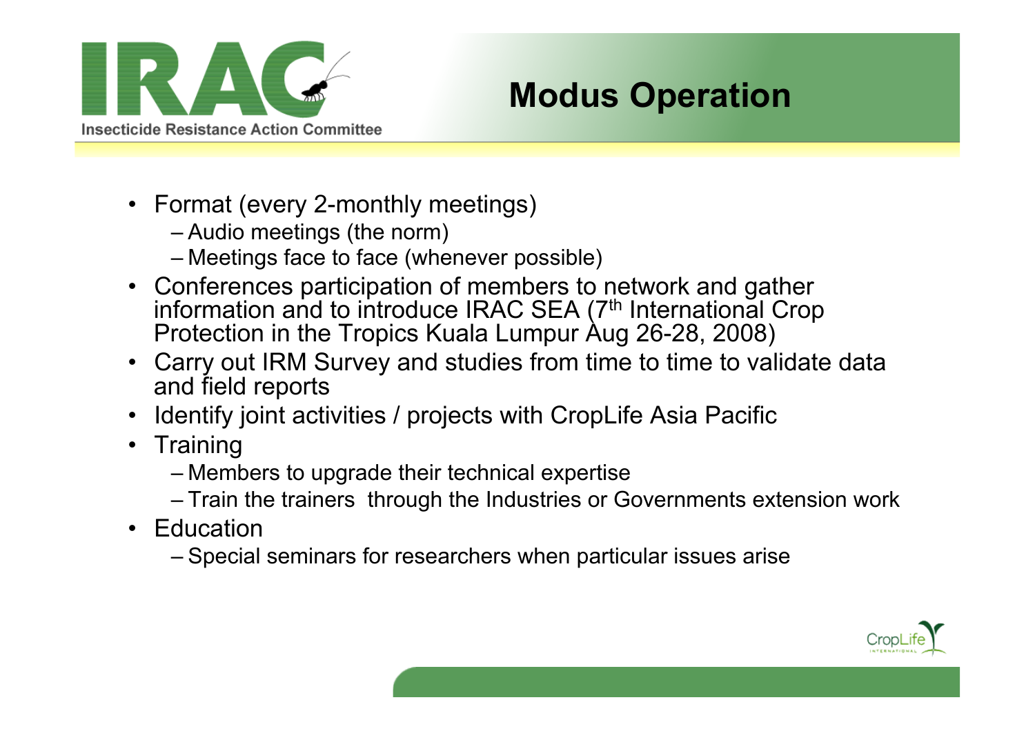# Modus Operation

- Format (every 2-monthly meetings)
  - Audio meetings (the norm)
  - Meetings face to face (whenever possible)
- Conferences participation of members to network and gather information and to introduce IRAC SEA (7th International Crop Protection in the Tropics Kuala Lumpur Aug 26-28, 2008)
- Carry out IRM Survey and studies from time to time to validate data and field reports
- Identify joint activities / projects with CropLife Asia Pacific
- Training
  - Members to upgrade their technical expertise
  - Train the trainers through the Industries or Governments extension work
- Education
  - Special seminars for researchers when particular issues arise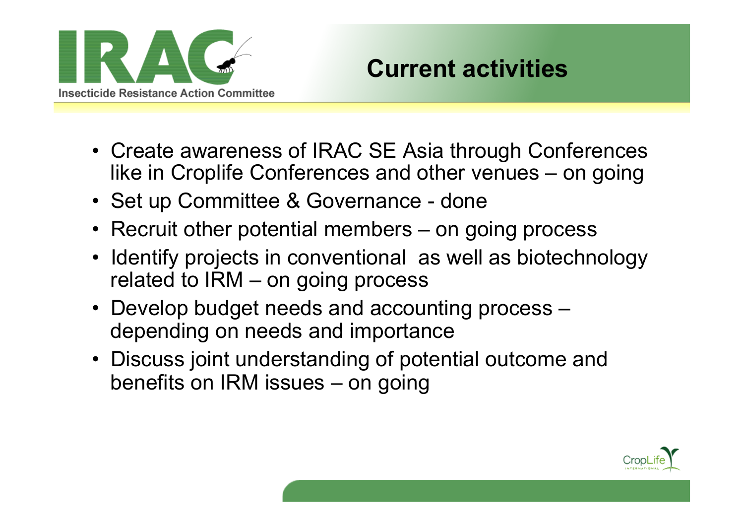# Current activities

- Create awareness of IRAC SE Asia through Conferences like in Croplife Conferences and other venues – on going
- Set up Committee & Governance - done
- Recruit other potential members – on going process
- Identify projects in conventional as well as biotechnology related to IRM – on going process
- Develop budget needs and accounting process – depending on needs and importance
- Discuss joint understanding of potential outcome and benefits on IRM issues – on going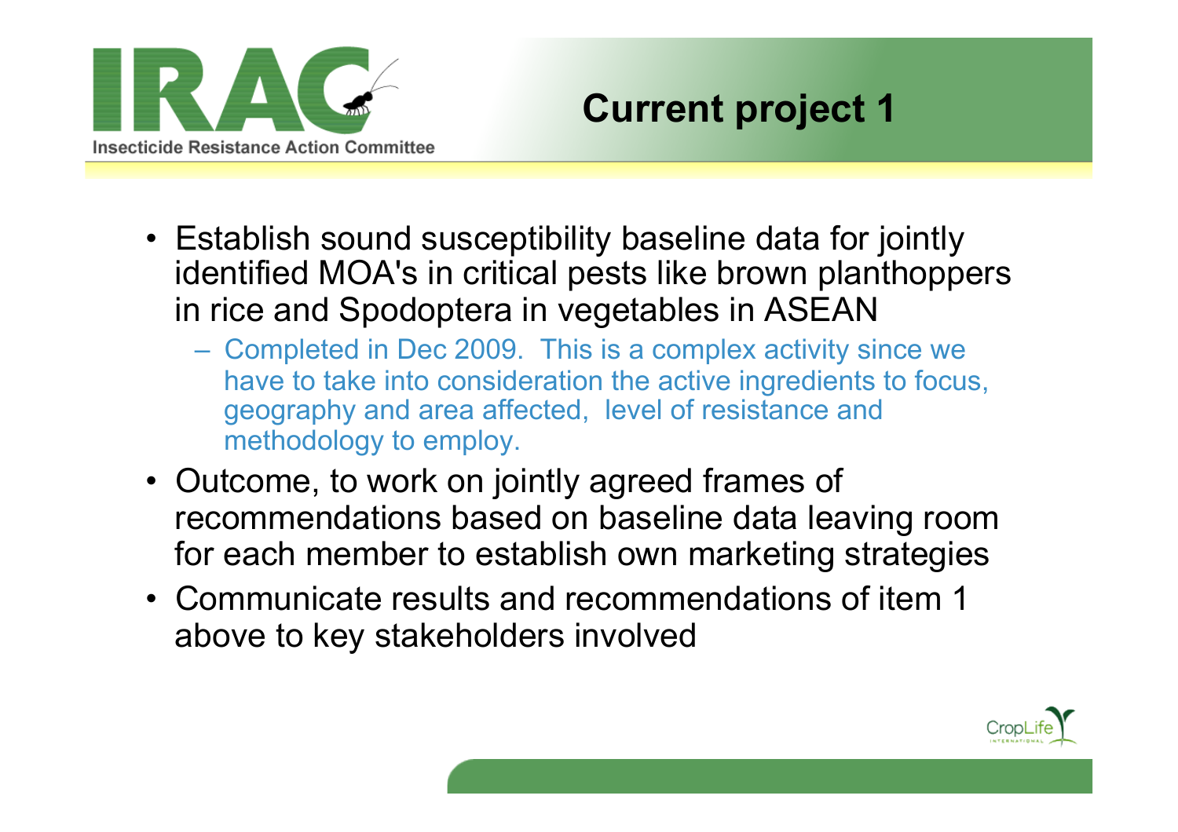# Current project 1

- Establish sound susceptibility baseline data for jointly identified MOA's in critical pests like brown planthoppers in rice and Spodoptera in vegetables in ASEAN
  - Completed in Dec 2009. This is a complex activity since we have to take into consideration the active ingredients to focus, geography and area affected, level of resistance and methodology to employ.
- Outcome, to work on jointly agreed frames of recommendations based on baseline data leaving room for each member to establish own marketing strategies
- Communicate results and recommendations of item 1 above to key stakeholders involved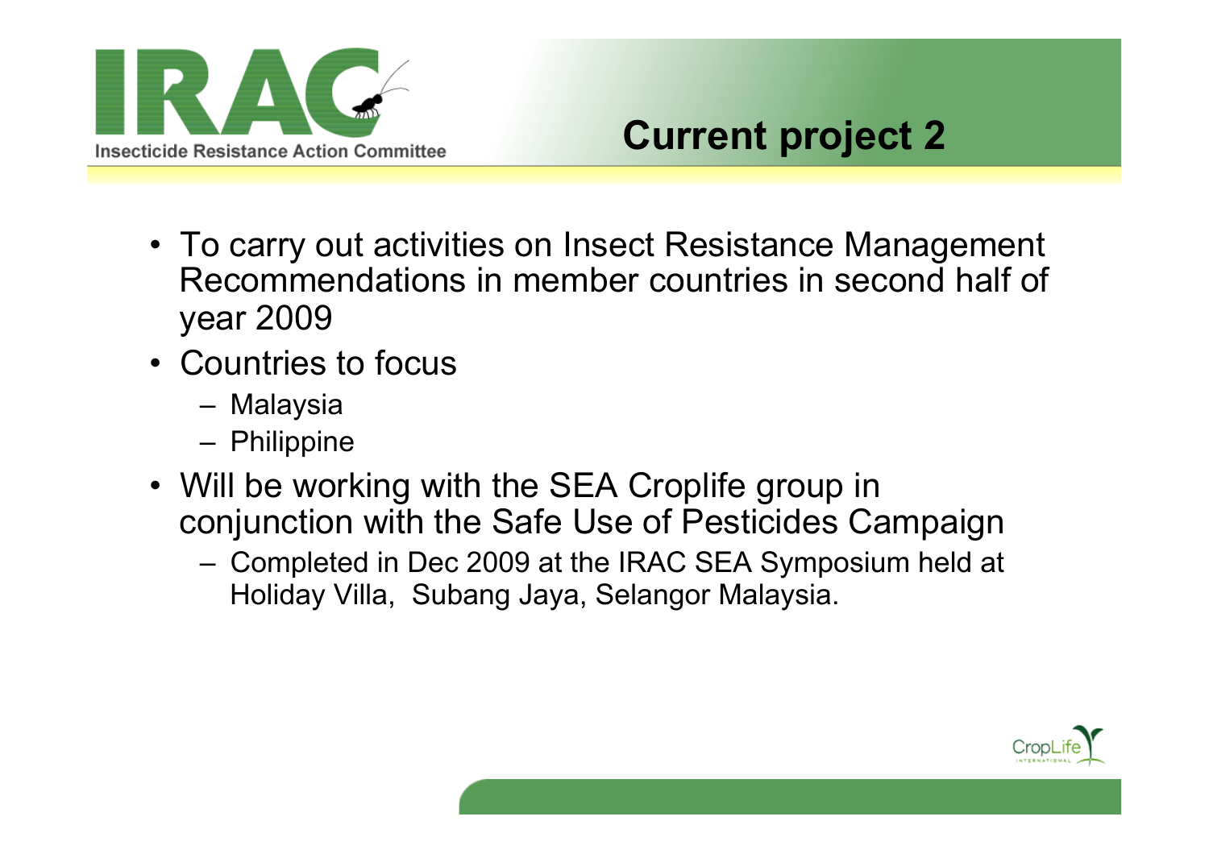# Current project 2

- To carry out activities on Insect Resistance Management Recommendations in member countries in second half of year 2009
- Countries to focus
  - Malaysia
  - Philippine
- Will be working with the SEA Croplife group in conjunction with the Safe Use of Pesticides Campaign
  - Completed in Dec 2009 at the IRAC SEA Symposium held at Holiday Villa, Subang Jaya, Selangor Malaysia.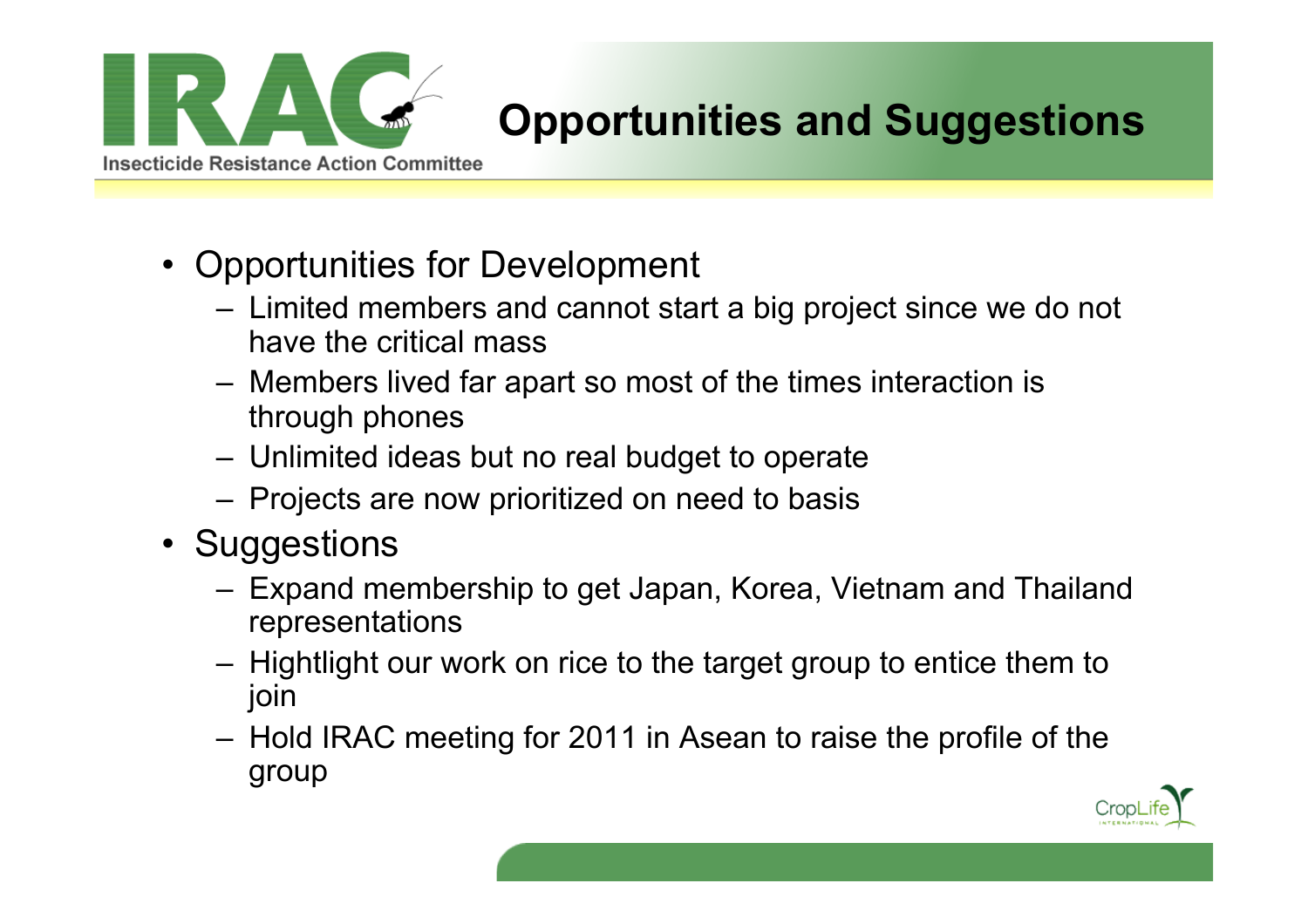# Opportunities and Suggestions

- Opportunities for Development
  - Limited members and cannot start a big project since we do not have the critical mass
  - Members lived far apart so most of the times interaction is through phones
  - Unlimited ideas but no real budget to operate
  - Projects are now prioritized on need to basis
- Suggestions
  - Expand membership to get Japan, Korea, Vietnam and Thailand representations
  - Hightlight our work on rice to the target group to entice them to join
  - Hold IRAC meeting for 2011 in Asean to raise the profile of the group